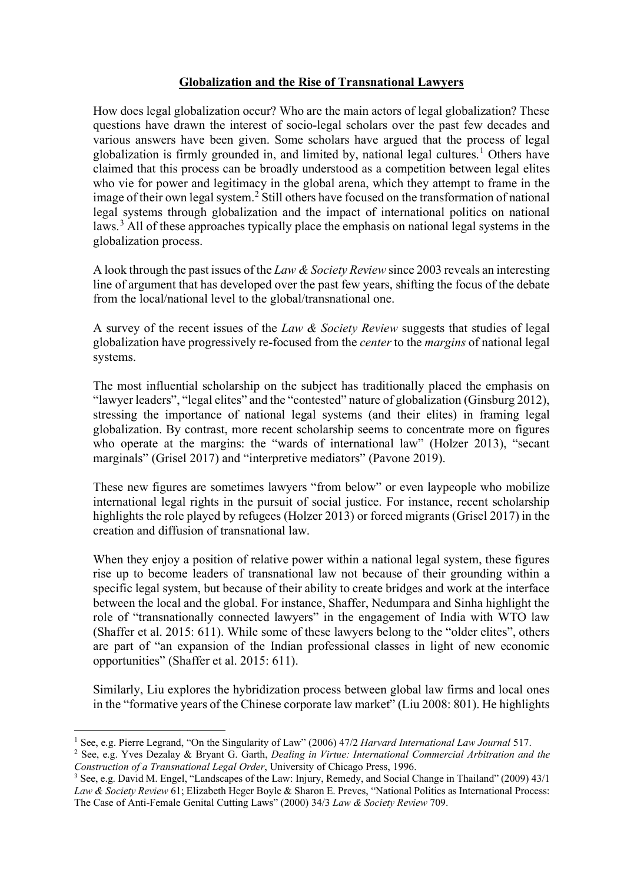# **Globalization and the Rise of Transnational Lawyers**

How does legal globalization occur? Who are the main actors of legal globalization? These questions have drawn the interest of socio-legal scholars over the past few decades and various answers have been given. Some scholars have argued that the process of legal globalization is firmly grounded in, and limited by, national legal cultures.[1] Others have claimed that this process can be broadly understood as a competition between legal elites who vie for power and legitimacy in the global arena, which they attempt to frame in the image of their own legal system.[2] Still others have focused on the transformation of national legal systems through globalization and the impact of international politics on national laws.[3] All of these approaches typically place the emphasis on national legal systems in the globalization process.

A look through the past issues of the *Law & Society Review* since 2003 reveals an interesting line of argument that has developed over the past few years, shifting the focus of the debate from the local/national level to the global/transnational one.

A survey of the recent issues of the *Law & Society Review* suggests that studies of legal globalization have progressively re-focused from the *center* to the *margins* of national legal systems.

The most influential scholarship on the subject has traditionally placed the emphasis on "lawyer leaders", "legal elites" and the "contested" nature of globalization (Ginsburg 2012), stressing the importance of national legal systems (and their elites) in framing legal globalization. By contrast, more recent scholarship seems to concentrate more on figures who operate at the margins: the "wards of international law" (Holzer 2013), "secant marginals" (Grisel 2017) and "interpretive mediators" (Pavone 2019).

These new figures are sometimes lawyers "from below" or even laypeople who mobilize international legal rights in the pursuit of social justice. For instance, recent scholarship highlights the role played by refugees (Holzer 2013) or forced migrants (Grisel 2017) in the creation and diffusion of transnational law.

When they enjoy a position of relative power within a national legal system, these figures rise up to become leaders of transnational law not because of their grounding within a specific legal system, but because of their ability to create bridges and work at the interface between the local and the global. For instance, Shaffer, Nedumpara and Sinha highlight the role of "transnationally connected lawyers" in the engagement of India with WTO law (Shaffer et al. 2015: 611). While some of these lawyers belong to the "older elites", others are part of "an expansion of the Indian professional classes in light of new economic opportunities" (Shaffer et al. 2015: 611).

Similarly, Liu explores the hybridization process between global law firms and local ones in the "formative years of the Chinese corporate law market" (Liu 2008: 801). He highlights

---

[1] See, e.g. Pierre Legrand, "On the Singularity of Law" (2006) 47/2 *Harvard International Law Journal* 517.

[2] See, e.g. Yves Dezalay & Bryant G. Garth, *Dealing in Virtue: International Commercial Arbitration and the Construction of a Transnational Legal Order*, University of Chicago Press, 1996.

[3] See, e.g. David M. Engel, "Landscapes of the Law: Injury, Remedy, and Social Change in Thailand" (2009) 43/1 *Law & Society Review* 61; Elizabeth Heger Boyle & Sharon E. Preves, "National Politics as International Process: The Case of Anti-Female Genital Cutting Laws" (2000) 34/3 *Law & Society Review* 709.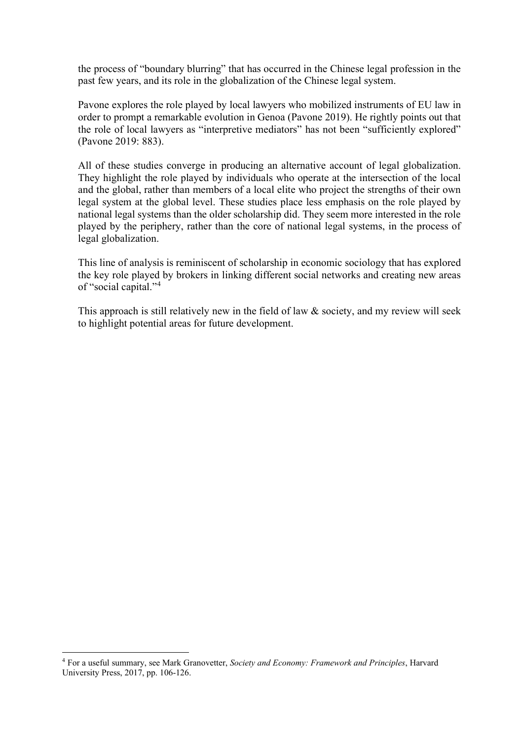the process of "boundary blurring" that has occurred in the Chinese legal profession in the past few years, and its role in the globalization of the Chinese legal system.

Pavone explores the role played by local lawyers who mobilized instruments of EU law in order to prompt a remarkable evolution in Genoa (Pavone 2019). He rightly points out that the role of local lawyers as "interpretive mediators" has not been "sufficiently explored" (Pavone 2019: 883).

All of these studies converge in producing an alternative account of legal globalization. They highlight the role played by individuals who operate at the intersection of the local and the global, rather than members of a local elite who project the strengths of their own legal system at the global level. These studies place less emphasis on the role played by national legal systems than the older scholarship did. They seem more interested in the role played by the periphery, rather than the core of national legal systems, in the process of legal globalization.

This line of analysis is reminiscent of scholarship in economic sociology that has explored the key role played by brokers in linking different social networks and creating new areas of "social capital."[4]

This approach is still relatively new in the field of law & society, and my review will seek to highlight potential areas for future development.

---

[4] For a useful summary, see Mark Granovetter, *Society and Economy: Framework and Principles*, Harvard University Press, 2017, pp. 106-126.